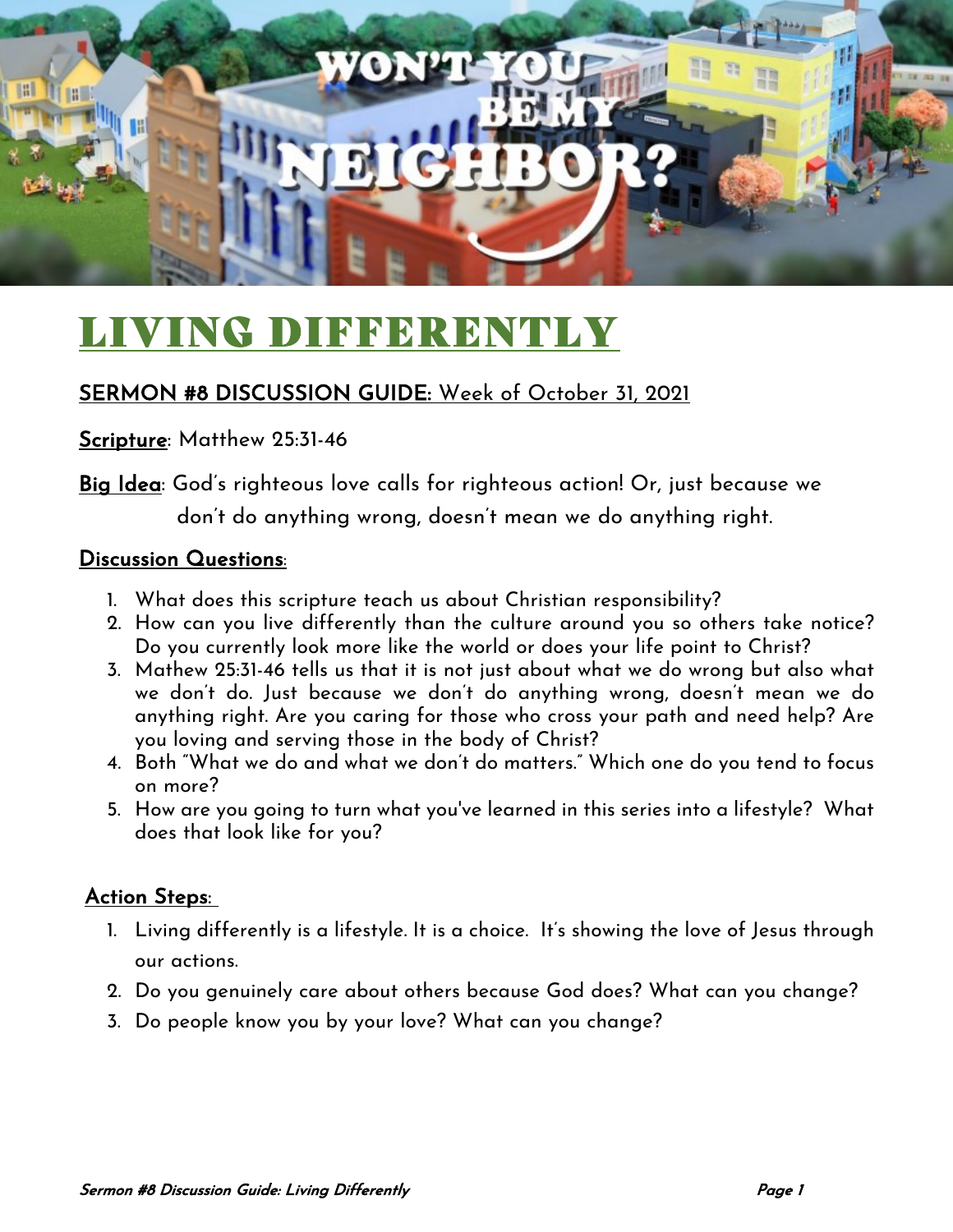# LIVING DIFFERENTLY

**SERMON #8 DISCUSSION GUIDE:** Week of October 31, 2021

**Scripture**: Matthew 25:31-46

**Big Idea**: God's righteous love calls for righteous action! Or, just because we don't do anything wrong, doesn't mean we do anything right.

**Discussion Questions**:

1. What does this scripture teach us about Christian responsibility?
2. How can you live differently than the culture around you so others take notice? Do you currently look more like the world or does your life point to Christ?
3. Mathew 25:31-46 tells us that it is not just about what we do wrong but also what we don't do. Just because we don't do anything wrong, doesn't mean we do anything right. Are you caring for those who cross your path and need help? Are you loving and serving those in the body of Christ?
4. Both "What we do and what we don't do matters." Which one do you tend to focus on more?
5. How are you going to turn what you've learned in this series into a lifestyle? What does that look like for you?

**Action Steps**:

1. Living differently is a lifestyle. It is a choice. It's showing the love of Jesus through our actions.
2. Do you genuinely care about others because God does? What can you change?
3. Do people know you by your love? What can you change?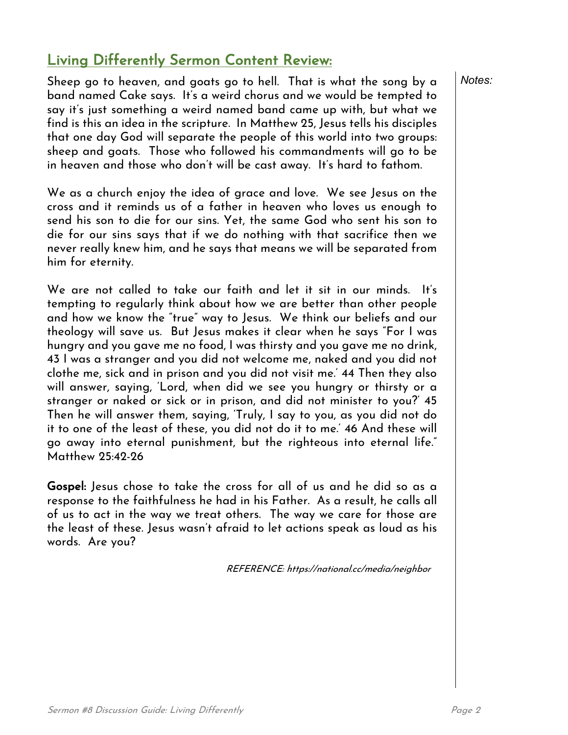## Living Differently Sermon Content Review:

*Notes:*

Sheep go to heaven, and goats go to hell. That is what the song by a band named Cake says. It's a weird chorus and we would be tempted to say it's just something a weird named band came up with, but what we find is this an idea in the scripture. In Matthew 25, Jesus tells his disciples that one day God will separate the people of this world into two groups: sheep and goats. Those who followed his commandments will go to be in heaven and those who don't will be cast away. It's hard to fathom.

We as a church enjoy the idea of grace and love. We see Jesus on the cross and it reminds us of a father in heaven who loves us enough to send his son to die for our sins. Yet, the same God who sent his son to die for our sins says that if we do nothing with that sacrifice then we never really knew him, and he says that means we will be separated from him for eternity.

We are not called to take our faith and let it sit in our minds. It's tempting to regularly think about how we are better than other people and how we know the "true" way to Jesus. We think our beliefs and our theology will save us. But Jesus makes it clear when he says "For I was hungry and you gave me no food, I was thirsty and you gave me no drink, 43 I was a stranger and you did not welcome me, naked and you did not clothe me, sick and in prison and you did not visit me.' 44 Then they also will answer, saying, 'Lord, when did we see you hungry or thirsty or a stranger or naked or sick or in prison, and did not minister to you?' 45 Then he will answer them, saying, 'Truly, I say to you, as you did not do it to one of the least of these, you did not do it to me.' 46 And these will go away into eternal punishment, but the righteous into eternal life." Matthew 25:42-26

**Gospel:** Jesus chose to take the cross for all of us and he did so as a response to the faithfulness he had in his Father. As a result, he calls all of us to act in the way we treat others. The way we care for those are the least of these. Jesus wasn't afraid to let actions speak as loud as his words. Are you?

*REFERENCE: https://national.cc/media/neighbor*